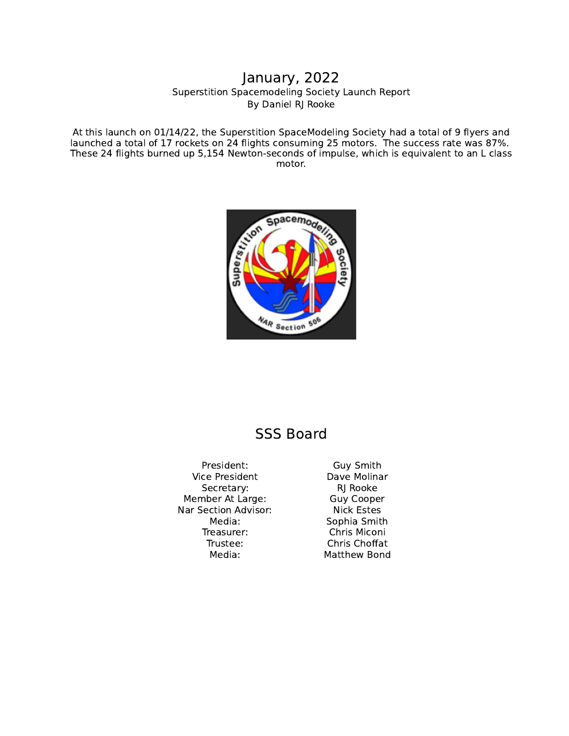# January, 2022

Superstition Spacemodeling Society Launch Report
By Daniel RJ Rooke

At this launch on 01/14/22, the Superstition SpaceModeling Society had a total of 9 flyers and launched a total of 17 rockets on 24 flights consuming 25 motors. The success rate was 87%. These 24 flights burned up 5,154 Newton-seconds of impulse, which is equivalent to an L class motor.

## SSS Board

| | |
|---|---|
| President: | Guy Smith |
| Vice President | Dave Molinar |
| Secretary: | RJ Rooke |
| Member At Large: | Guy Cooper |
| Nar Section Advisor: | Nick Estes |
| Media: | Sophia Smith |
| Treasurer: | Chris Miconi |
| Trustee: | Chris Choffat |
| Media: | Matthew Bond |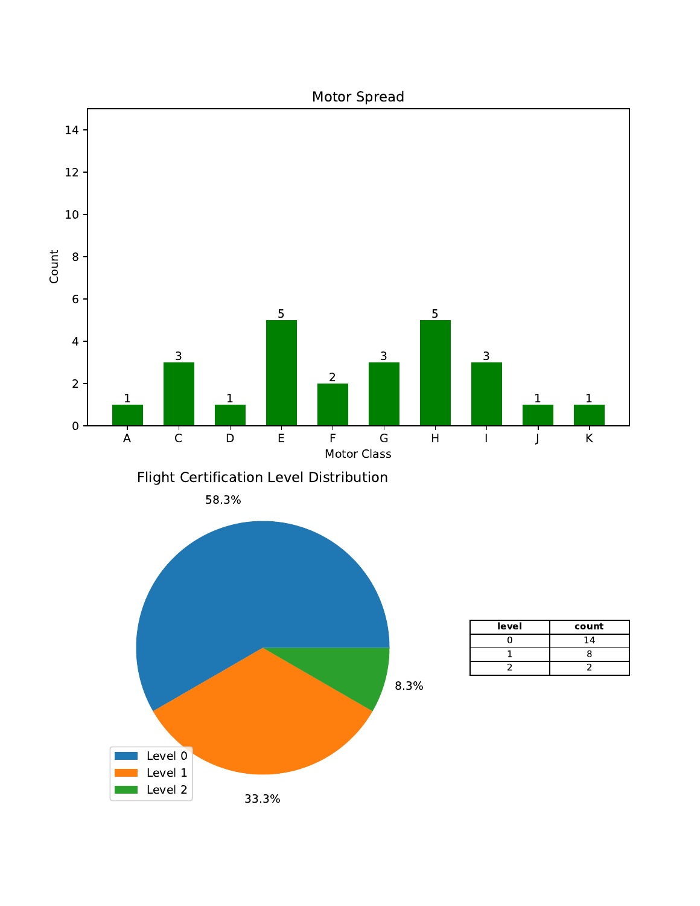Motor Spread

| Motor Class | Count |
|---|---|
| A | 1 |
| C | 3 |
| D | 1 |
| E | 5 |
| F | 2 |
| G | 3 |
| H | 5 |
| I | 3 |
| J | 1 |
| K | 1 |

Flight Certification Level Distribution

- Level 0: 58.3%
- Level 1: 33.3%
- Level 2: 8.3%

| level | count |
|---|---|
| 0 | 14 |
| 1 | 8 |
| 2 | 2 |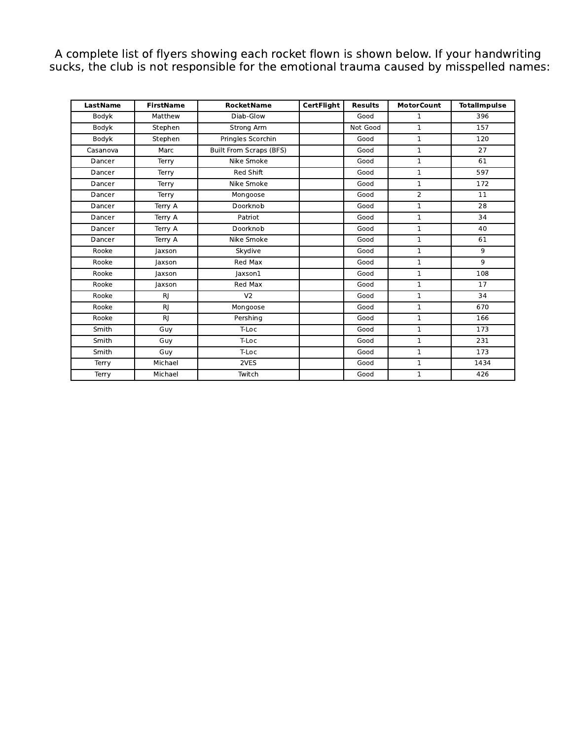A complete list of flyers showing each rocket flown is shown below. If your handwriting sucks, the club is not responsible for the emotional trauma caused by misspelled names:

| LastName | FirstName | RocketName | CertFlight | Results | MotorCount | TotalImpulse |
|---|---|---|---|---|---|---|
| Bodyk | Matthew | Diab-Glow | | Good | 1 | 396 |
| Bodyk | Stephen | Strong Arm | | Not Good | 1 | 157 |
| Bodyk | Stephen | Pringles Scorchin | | Good | 1 | 120 |
| Casanova | Marc | Built From Scraps (BFS) | | Good | 1 | 27 |
| Dancer | Terry | Nike Smoke | | Good | 1 | 61 |
| Dancer | Terry | Red Shift | | Good | 1 | 597 |
| Dancer | Terry | Nike Smoke | | Good | 1 | 172 |
| Dancer | Terry | Mongoose | | Good | 2 | 11 |
| Dancer | Terry A | Doorknob | | Good | 1 | 28 |
| Dancer | Terry A | Patriot | | Good | 1 | 34 |
| Dancer | Terry A | Doorknob | | Good | 1 | 40 |
| Dancer | Terry A | Nike Smoke | | Good | 1 | 61 |
| Rooke | Jaxson | Skydive | | Good | 1 | 9 |
| Rooke | Jaxson | Red Max | | Good | 1 | 9 |
| Rooke | Jaxson | Jaxson1 | | Good | 1 | 108 |
| Rooke | Jaxson | Red Max | | Good | 1 | 17 |
| Rooke | RJ | V2 | | Good | 1 | 34 |
| Rooke | RJ | Mongoose | | Good | 1 | 670 |
| Rooke | RJ | Pershing | | Good | 1 | 166 |
| Smith | Guy | T-Loc | | Good | 1 | 173 |
| Smith | Guy | T-Loc | | Good | 1 | 231 |
| Smith | Guy | T-Loc | | Good | 1 | 173 |
| Terry | Michael | 2VES | | Good | 1 | 1434 |
| Terry | Michael | Twitch | | Good | 1 | 426 |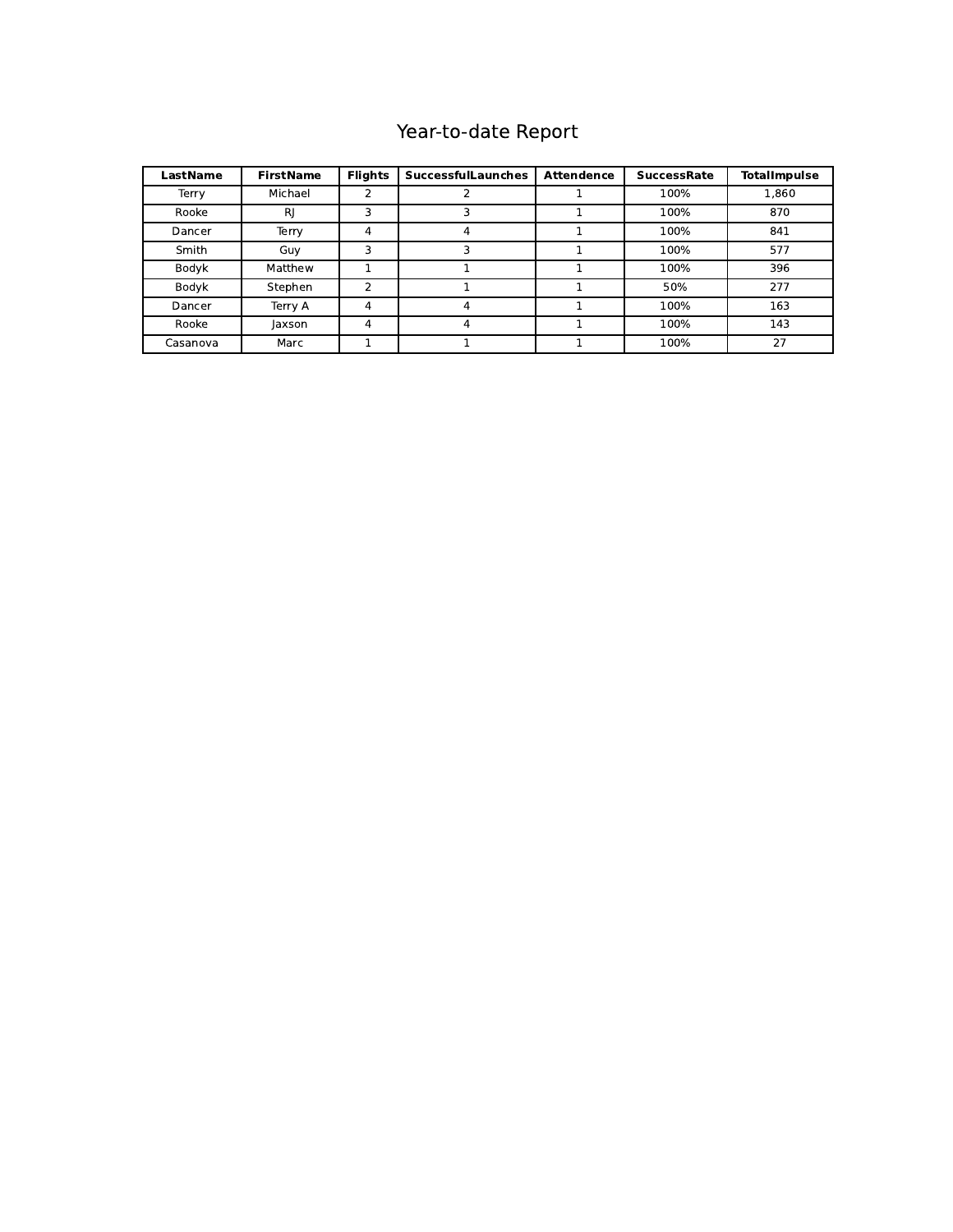# Year-to-date Report

| LastName | FirstName | Flights | SuccessfulLaunches | Attendence | SuccessRate | TotalImpulse |
|---|---|---|---|---|---|---|
| Terry | Michael | 2 | 2 | 1 | 100% | 1,860 |
| Rooke | RJ | 3 | 3 | 1 | 100% | 870 |
| Dancer | Terry | 4 | 4 | 1 | 100% | 841 |
| Smith | Guy | 3 | 3 | 1 | 100% | 577 |
| Bodyk | Matthew | 1 | 1 | 1 | 100% | 396 |
| Bodyk | Stephen | 2 | 1 | 1 | 50% | 277 |
| Dancer | Terry A | 4 | 4 | 1 | 100% | 163 |
| Rooke | Jaxson | 4 | 4 | 1 | 100% | 143 |
| Casanova | Marc | 1 | 1 | 1 | 100% | 27 |